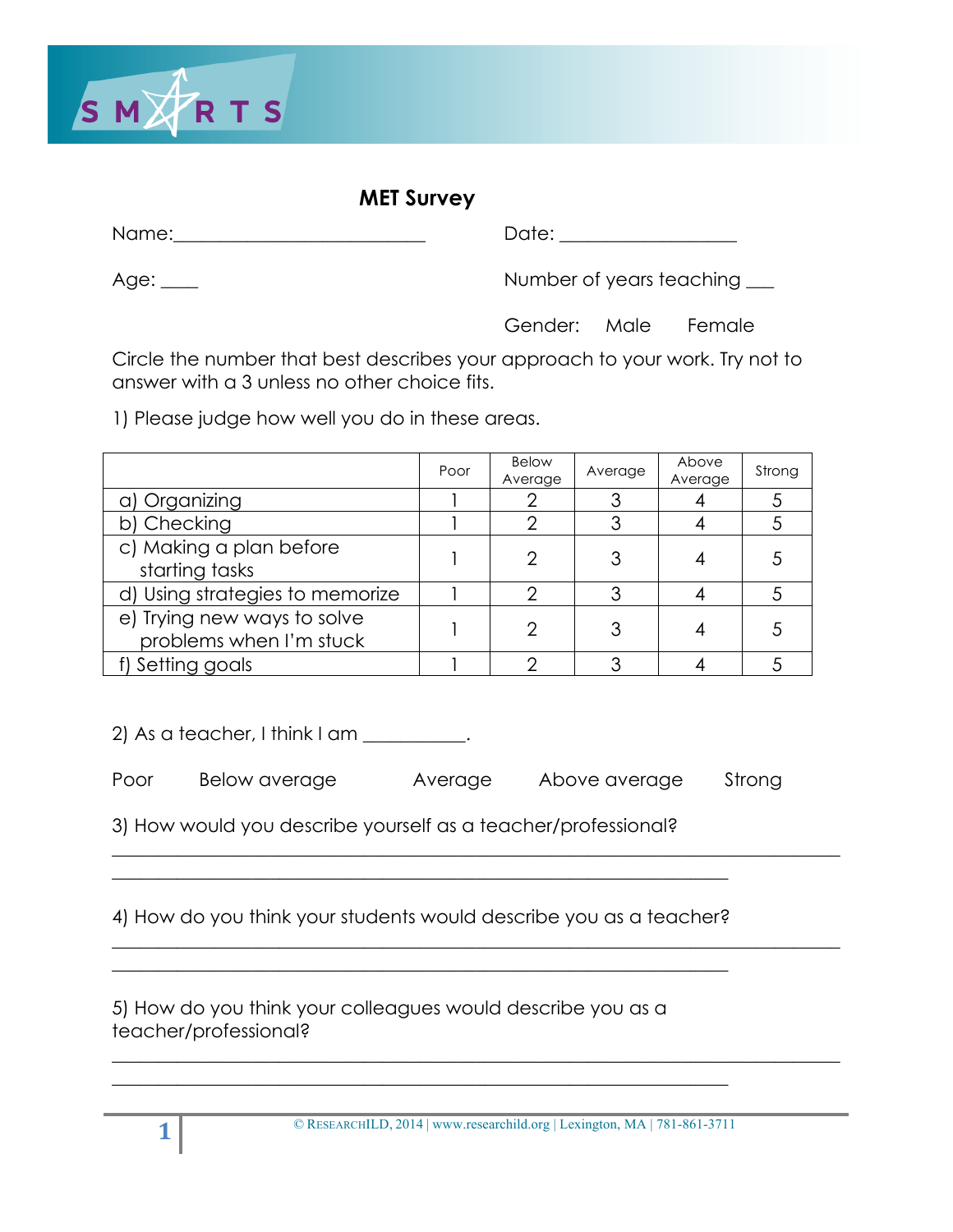## MET Survey

Name:___________________________ Date: ___________________

Age: ____ Number of years teaching ___

Gender: Male Female

Circle the number that best describes your approach to your work. Try not to answer with a 3 unless no other choice fits.

1) Please judge how well you do in these areas.

| | Poor | Below Average | Average | Above Average | Strong |
|---|---|---|---|---|---|
| a) Organizing | 1 | 2 | 3 | 4 | 5 |
| b) Checking | 1 | 2 | 3 | 4 | 5 |
| c) Making a plan before starting tasks | 1 | 2 | 3 | 4 | 5 |
| d) Using strategies to memorize | 1 | 2 | 3 | 4 | 5 |
| e) Trying new ways to solve problems when I'm stuck | 1 | 2 | 3 | 4 | 5 |
| f) Setting goals | 1 | 2 | 3 | 4 | 5 |

2) As a teacher, I think I am ___________.

Poor Below average Average Above average Strong

3) How would you describe yourself as a teacher/professional?

______________________________________________________________________________

_________________________________________________________________

4) How do you think your students would describe you as a teacher?

______________________________________________________________________________

_________________________________________________________________

5) How do you think your colleagues would describe you as a teacher/professional?

______________________________________________________________________________

_________________________________________________________________

© RESEARCHILD, 2014 | www.researchild.org | Lexington, MA | 781-861-3711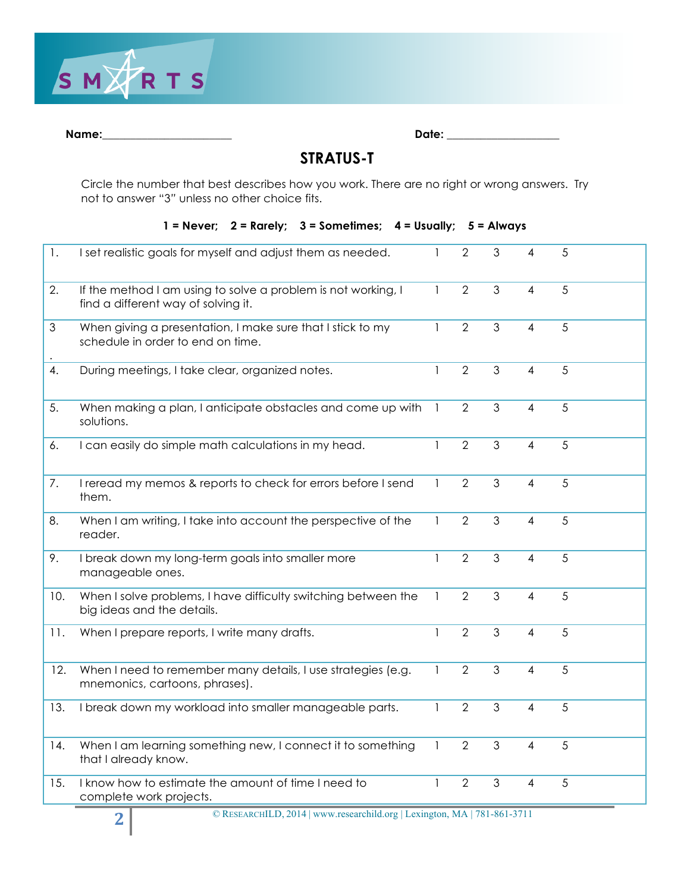SMARTS

**Name:**\_\_\_\_\_\_\_\_\_\_\_\_\_\_\_\_\_\_\_\_\_\_ **Date:** \_\_\_\_\_\_\_\_\_\_\_\_\_\_\_\_\_\_\_\_

## STRATUS-T

Circle the number that best describes how you work. There are no right or wrong answers. Try not to answer "3" unless no other choice fits.

**1 = Never; 2 = Rarely; 3 = Sometimes; 4 = Usually; 5 = Always**

| | | | | | | |
|---|---|---|---|---|---|---|
| 1. | I set realistic goals for myself and adjust them as needed. | 1 | 2 | 3 | 4 | 5 |
| 2. | If the method I am using to solve a problem is not working, I find a different way of solving it. | 1 | 2 | 3 | 4 | 5 |
| 3. | When giving a presentation, I make sure that I stick to my schedule in order to end on time. | 1 | 2 | 3 | 4 | 5 |
| 4. | During meetings, I take clear, organized notes. | 1 | 2 | 3 | 4 | 5 |
| 5. | When making a plan, I anticipate obstacles and come up with solutions. | 1 | 2 | 3 | 4 | 5 |
| 6. | I can easily do simple math calculations in my head. | 1 | 2 | 3 | 4 | 5 |
| 7. | I reread my memos & reports to check for errors before I send them. | 1 | 2 | 3 | 4 | 5 |
| 8. | When I am writing, I take into account the perspective of the reader. | 1 | 2 | 3 | 4 | 5 |
| 9. | I break down my long-term goals into smaller more manageable ones. | 1 | 2 | 3 | 4 | 5 |
| 10. | When I solve problems, I have difficulty switching between the big ideas and the details. | 1 | 2 | 3 | 4 | 5 |
| 11. | When I prepare reports, I write many drafts. | 1 | 2 | 3 | 4 | 5 |
| 12. | When I need to remember many details, I use strategies (e.g. mnemonics, cartoons, phrases). | 1 | 2 | 3 | 4 | 5 |
| 13. | I break down my workload into smaller manageable parts. | 1 | 2 | 3 | 4 | 5 |
| 14. | When I am learning something new, I connect it to something that I already know. | 1 | 2 | 3 | 4 | 5 |
| 15. | I know how to estimate the amount of time I need to complete work projects. | 1 | 2 | 3 | 4 | 5 |

© RESEARCHILD, 2014 | www.researchild.org | Lexington, MA | 781-861-3711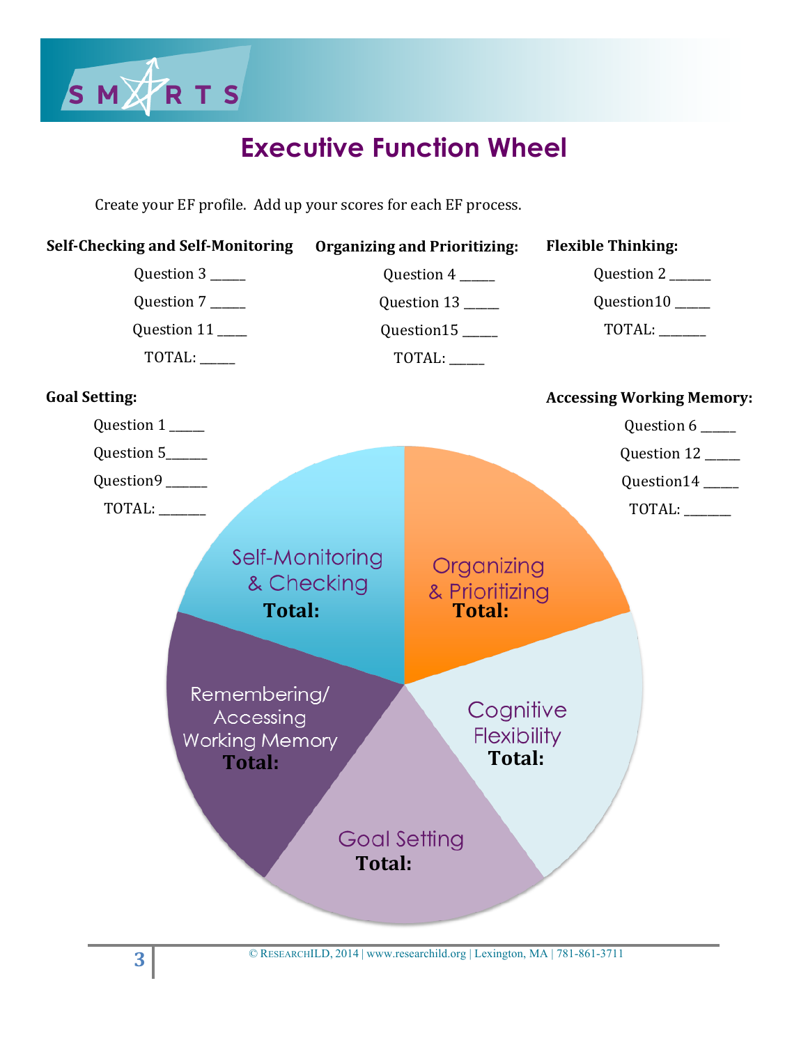# Executive Function Wheel

Create your EF profile. Add up your scores for each EF process.

**Self-Checking and Self-Monitoring**

Question 3 _____

Question 7 _____

Question 11 ____

TOTAL: _____

**Organizing and Prioritizing:**

Question 4 _____

Question 13 _____

Question15 _____

TOTAL: _____

**Flexible Thinking:**

Question 2 ______

Question10 _____

TOTAL: _______

**Goal Setting:**

Question 1 _____

Question 5______

Question9 ______

TOTAL: _______

**Accessing Working Memory:**

Question 6 _____

Question 12 _____

Question14 _____

TOTAL: _______

Self-Monitoring & Checking
**Total:**

Organizing & Prioritizing
**Total:**

Cognitive Flexibility
**Total:**

Goal Setting
**Total:**

Remembering/ Accessing Working Memory
**Total:**

© RESEARCHILD, 2014 | www.researchild.org | Lexington, MA | 781-861-3711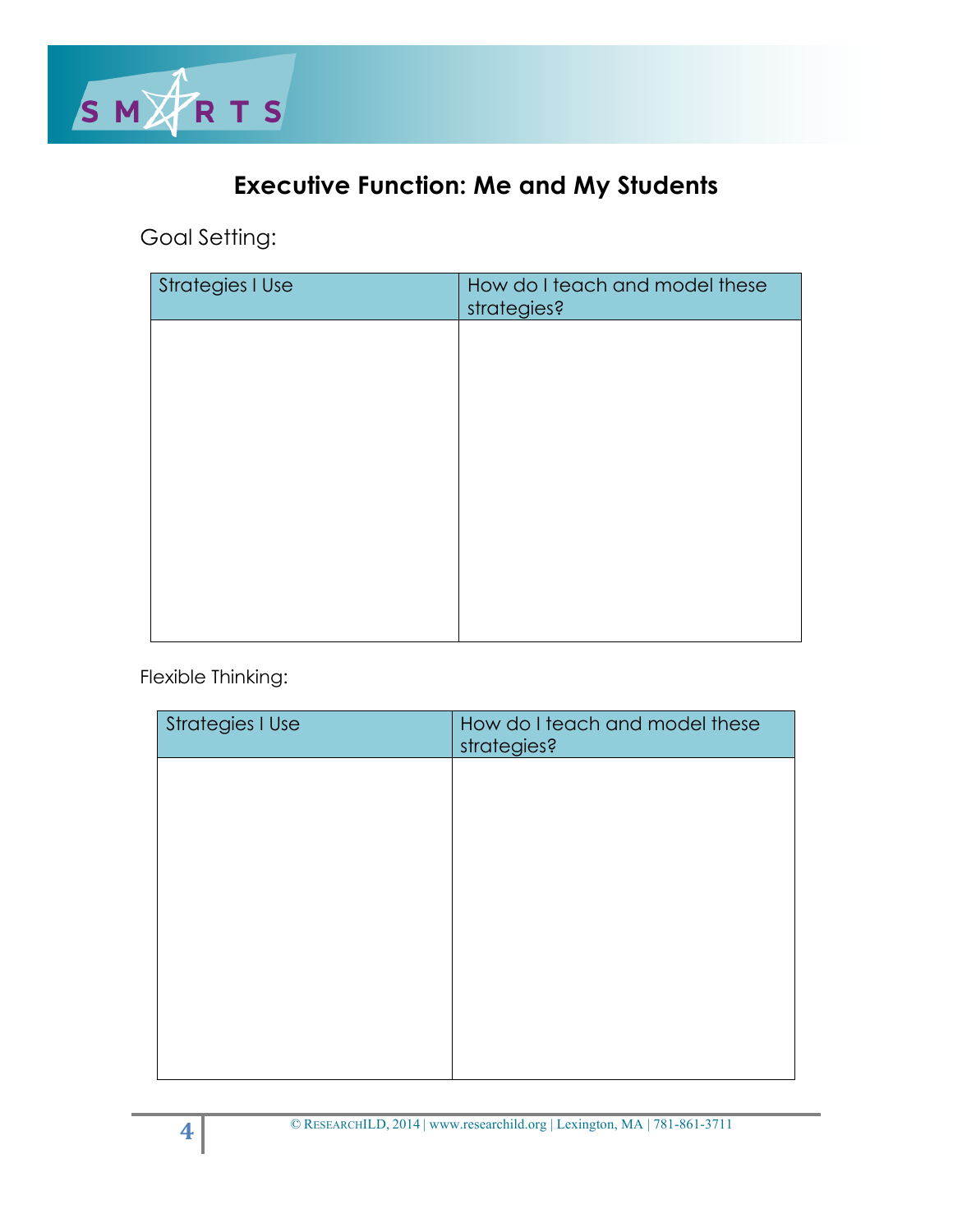## Executive Function: Me and My Students

Goal Setting:

| Strategies I Use | How do I teach and model these strategies? |
|---|---|
| | |

Flexible Thinking:

| Strategies I Use | How do I teach and model these strategies? |
|---|---|
| | |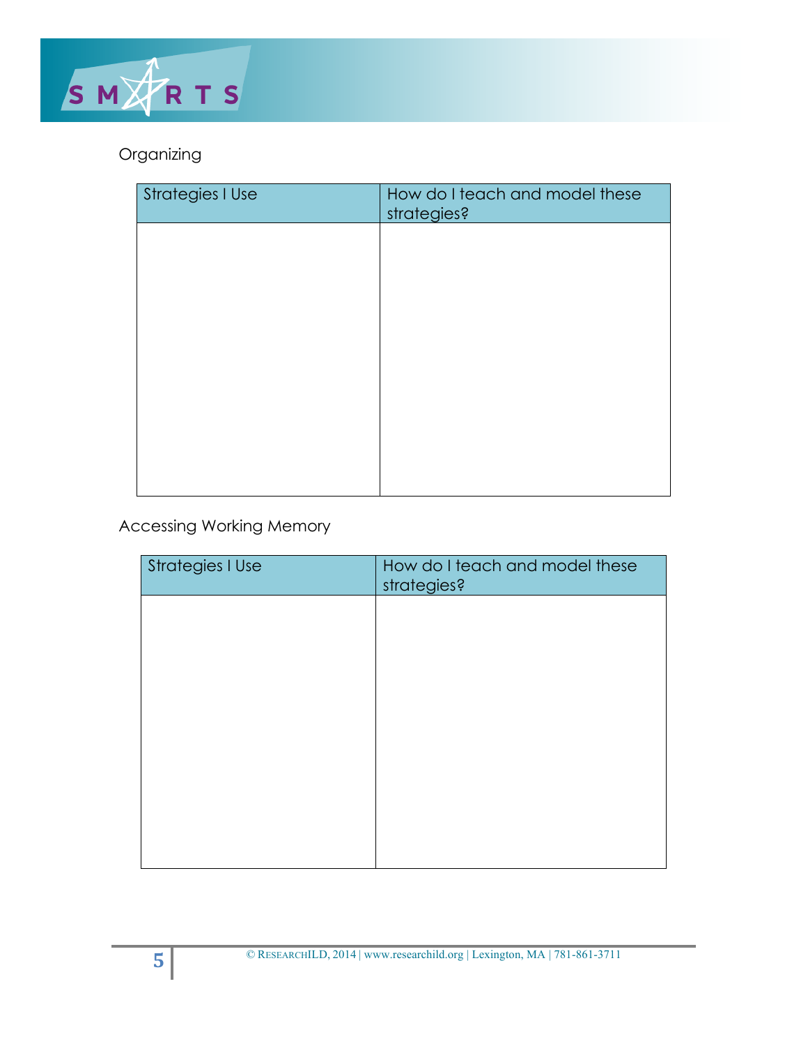## Organizing

| Strategies I Use | How do I teach and model these strategies? |
| --- | --- |
| | |

## Accessing Working Memory

| Strategies I Use | How do I teach and model these strategies? |
| --- | --- |
| | |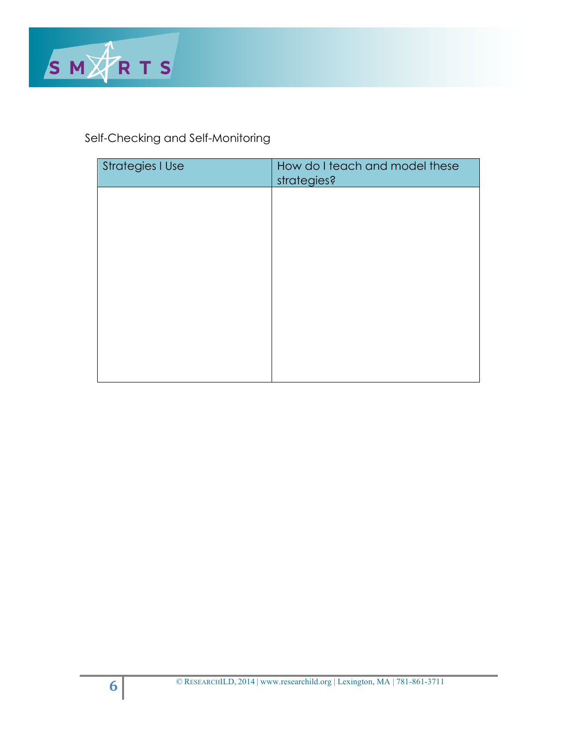Self-Checking and Self-Monitoring

| Strategies I Use | How do I teach and model these strategies? |
| --- | --- |
| | |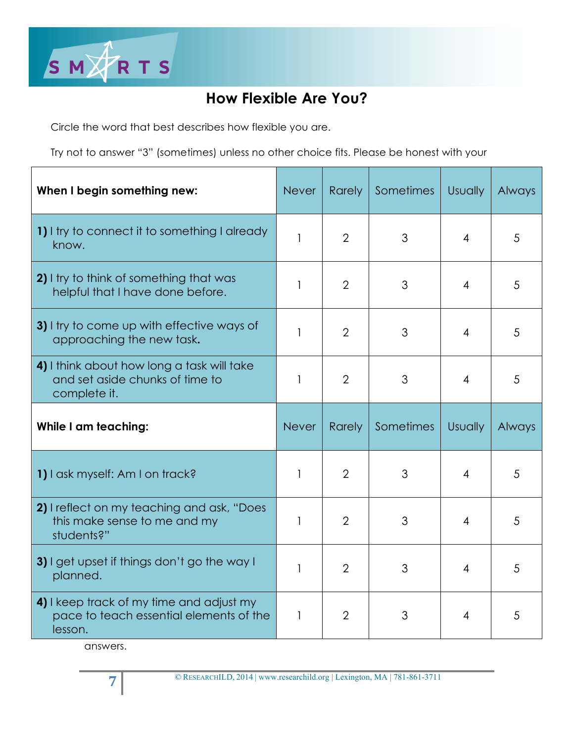## How Flexible Are You?

Circle the word that best describes how flexible you are.

Try not to answer "3" (sometimes) unless no other choice fits. Please be honest with your answers.

| **When I begin something new:** | Never | Rarely | Sometimes | Usually | Always |
|---|---|---|---|---|---|
| **1)** I try to connect it to something I already know. | 1 | 2 | 3 | 4 | 5 |
| **2)** I try to think of something that was helpful that I have done before. | 1 | 2 | 3 | 4 | 5 |
| **3)** I try to come up with effective ways of approaching the new task. | 1 | 2 | 3 | 4 | 5 |
| **4)** I think about how long a task will take and set aside chunks of time to complete it. | 1 | 2 | 3 | 4 | 5 |
| **While I am teaching:** | Never | Rarely | Sometimes | Usually | Always |
| **1)** I ask myself: Am I on track? | 1 | 2 | 3 | 4 | 5 |
| **2)** I reflect on my teaching and ask, "Does this make sense to me and my students?" | 1 | 2 | 3 | 4 | 5 |
| **3)** I get upset if things don't go the way I planned. | 1 | 2 | 3 | 4 | 5 |
| **4)** I keep track of my time and adjust my pace to teach essential elements of the lesson. | 1 | 2 | 3 | 4 | 5 |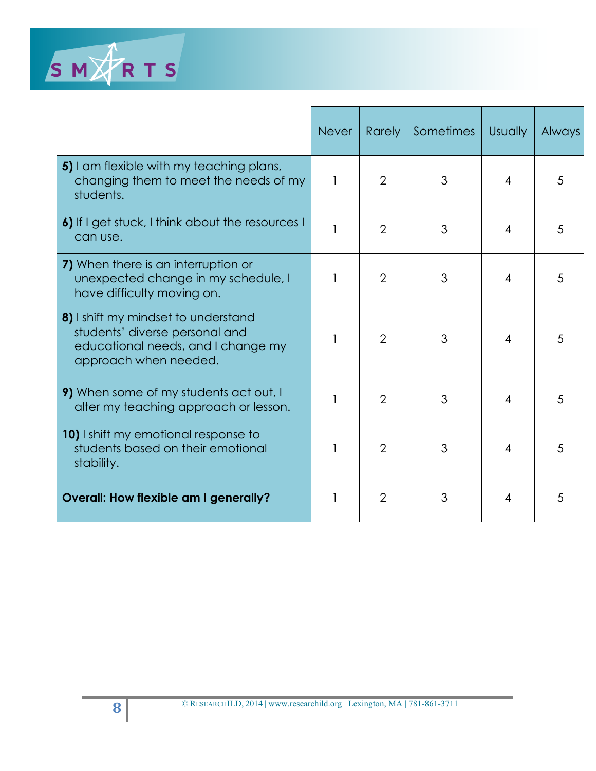| | Never | Rarely | Sometimes | Usually | Always |
|---|---|---|---|---|---|
| **5)** I am flexible with my teaching plans, changing them to meet the needs of my students. | 1 | 2 | 3 | 4 | 5 |
| **6)** If I get stuck, I think about the resources I can use. | 1 | 2 | 3 | 4 | 5 |
| **7)** When there is an interruption or unexpected change in my schedule, I have difficulty moving on. | 1 | 2 | 3 | 4 | 5 |
| **8)** I shift my mindset to understand students' diverse personal and educational needs, and I change my approach when needed. | 1 | 2 | 3 | 4 | 5 |
| **9)** When some of my students act out, I alter my teaching approach or lesson. | 1 | 2 | 3 | 4 | 5 |
| **10)** I shift my emotional response to students based on their emotional stability. | 1 | 2 | 3 | 4 | 5 |
| **Overall: How flexible am I generally?** | 1 | 2 | 3 | 4 | 5 |

© RESEARCHILD, 2014 | www.researchild.org | Lexington, MA | 781-861-3711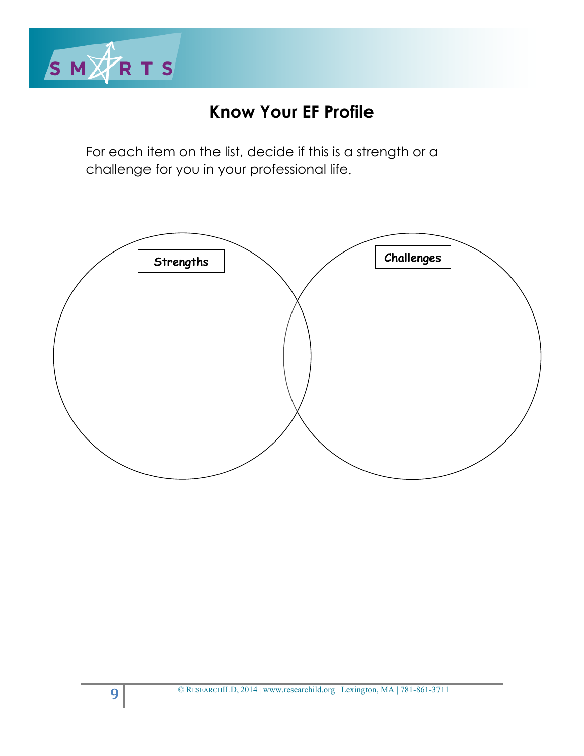# Know Your EF Profile

For each item on the list, decide if this is a strength or a challenge for you in your professional life.

Strengths

Challenges